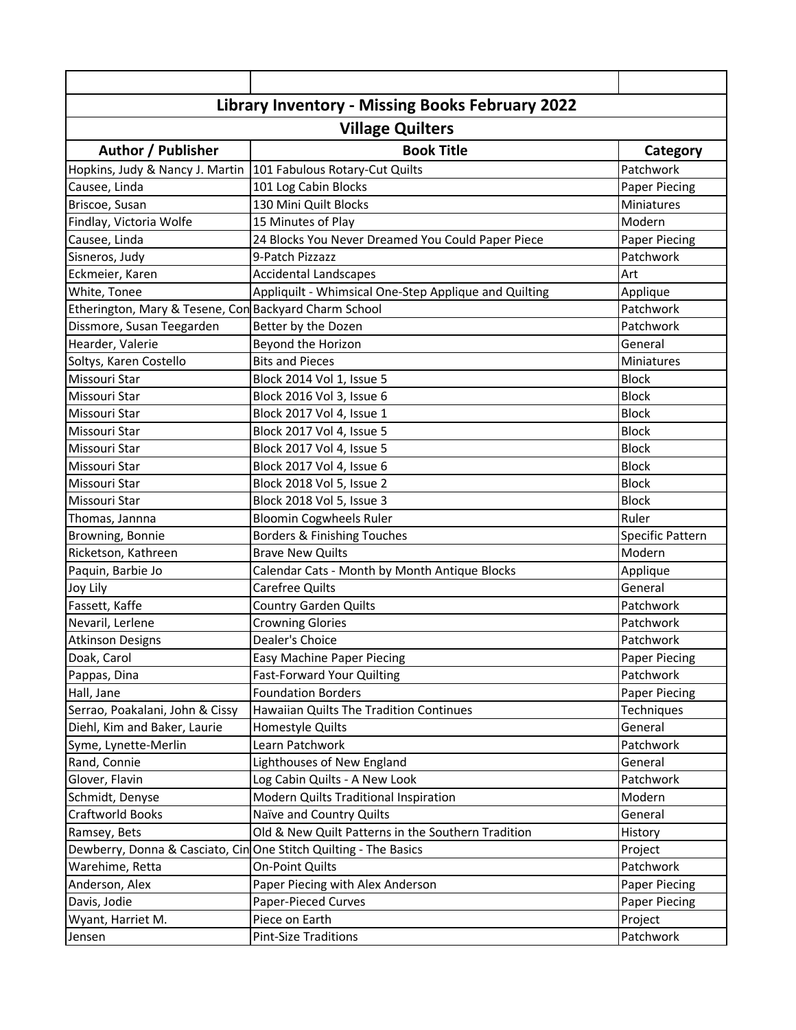## Library Inventory - Missing Books February 2022

### Village Quilters

| Author / Publisher | Book Title | Category |
|---|---|---|
| Hopkins, Judy & Nancy J. Martin | 101 Fabulous Rotary-Cut Quilts | Patchwork |
| Causee, Linda | 101 Log Cabin Blocks | Paper Piecing |
| Briscoe, Susan | 130 Mini Quilt Blocks | Miniatures |
| Findlay, Victoria Wolfe | 15 Minutes of Play | Modern |
| Causee, Linda | 24 Blocks You Never Dreamed You Could Paper Piece | Paper Piecing |
| Sisneros, Judy | 9-Patch Pizzazz | Patchwork |
| Eckmeier, Karen | Accidental Landscapes | Art |
| White, Tonee | Appliquilt - Whimsical One-Step Applique and Quilting | Applique |
| Etherington, Mary & Tesene, Con | Backyard Charm School | Patchwork |
| Dissmore, Susan Teegarden | Better by the Dozen | Patchwork |
| Hearder, Valerie | Beyond the Horizon | General |
| Soltys, Karen Costello | Bits and Pieces | Miniatures |
| Missouri Star | Block 2014 Vol 1, Issue 5 | Block |
| Missouri Star | Block 2016 Vol 3, Issue 6 | Block |
| Missouri Star | Block 2017 Vol 4, Issue 1 | Block |
| Missouri Star | Block 2017 Vol 4, Issue 5 | Block |
| Missouri Star | Block 2017 Vol 4, Issue 5 | Block |
| Missouri Star | Block 2017 Vol 4, Issue 6 | Block |
| Missouri Star | Block 2018 Vol 5, Issue 2 | Block |
| Missouri Star | Block 2018 Vol 5, Issue 3 | Block |
| Thomas, Jannna | Bloomin Cogwheels Ruler | Ruler |
| Browning, Bonnie | Borders & Finishing Touches | Specific Pattern |
| Ricketson, Kathreen | Brave New Quilts | Modern |
| Paquin, Barbie Jo | Calendar Cats - Month by Month Antique Blocks | Applique |
| Joy Lily | Carefree Quilts | General |
| Fassett, Kaffe | Country Garden Quilts | Patchwork |
| Nevaril, Lerlene | Crowning Glories | Patchwork |
| Atkinson Designs | Dealer's Choice | Patchwork |
| Doak, Carol | Easy Machine Paper Piecing | Paper Piecing |
| Pappas, Dina | Fast-Forward Your Quilting | Patchwork |
| Hall, Jane | Foundation Borders | Paper Piecing |
| Serrao, Poakalani, John & Cissy | Hawaiian Quilts The Tradition Continues | Techniques |
| Diehl, Kim and Baker, Laurie | Homestyle Quilts | General |
| Syme, Lynette-Merlin | Learn Patchwork | Patchwork |
| Rand, Connie | Lighthouses of New England | General |
| Glover, Flavin | Log Cabin Quilts - A New Look | Patchwork |
| Schmidt, Denyse | Modern Quilts Traditional Inspiration | Modern |
| Craftworld Books | Naïve and Country Quilts | General |
| Ramsey, Bets | Old & New Quilt Patterns in the Southern Tradition | History |
| Dewberry, Donna & Casciato, Cin | One Stitch Quilting - The Basics | Project |
| Warehime, Retta | On-Point Quilts | Patchwork |
| Anderson, Alex | Paper Piecing with Alex Anderson | Paper Piecing |
| Davis, Jodie | Paper-Pieced Curves | Paper Piecing |
| Wyant, Harriet M. | Piece on Earth | Project |
| Jensen | Pint-Size Traditions | Patchwork |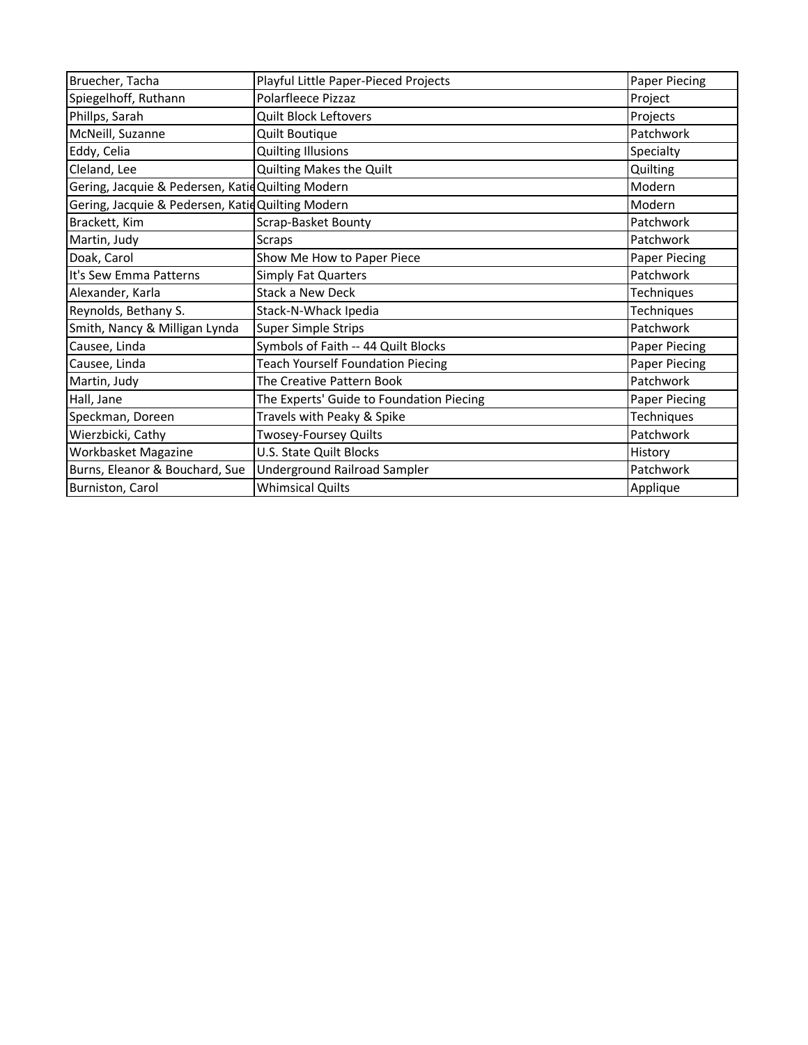| | | |
|---|---|---|
| Bruecher, Tacha | Playful Little Paper-Pieced Projects | Paper Piecing |
| Spiegelhoff, Ruthann | Polarfleece Pizzaz | Project |
| Phillps, Sarah | Quilt Block Leftovers | Projects |
| McNeill, Suzanne | Quilt Boutique | Patchwork |
| Eddy, Celia | Quilting Illusions | Specialty |
| Cleland, Lee | Quilting Makes the Quilt | Quilting |
| Gering, Jacquie & Pedersen, Katie | Quilting Modern | Modern |
| Gering, Jacquie & Pedersen, Katie | Quilting Modern | Modern |
| Brackett, Kim | Scrap-Basket Bounty | Patchwork |
| Martin, Judy | Scraps | Patchwork |
| Doak, Carol | Show Me How to Paper Piece | Paper Piecing |
| It's Sew Emma Patterns | Simply Fat Quarters | Patchwork |
| Alexander, Karla | Stack a New Deck | Techniques |
| Reynolds, Bethany S. | Stack-N-Whack Ipedia | Techniques |
| Smith, Nancy & Milligan Lynda | Super Simple Strips | Patchwork |
| Causee, Linda | Symbols of Faith -- 44 Quilt Blocks | Paper Piecing |
| Causee, Linda | Teach Yourself Foundation Piecing | Paper Piecing |
| Martin, Judy | The Creative Pattern Book | Patchwork |
| Hall, Jane | The Experts' Guide to Foundation Piecing | Paper Piecing |
| Speckman, Doreen | Travels with Peaky & Spike | Techniques |
| Wierzbicki, Cathy | Twosey-Foursey Quilts | Patchwork |
| Workbasket Magazine | U.S. State Quilt Blocks | History |
| Burns, Eleanor & Bouchard, Sue | Underground Railroad Sampler | Patchwork |
| Burniston, Carol | Whimsical Quilts | Applique |